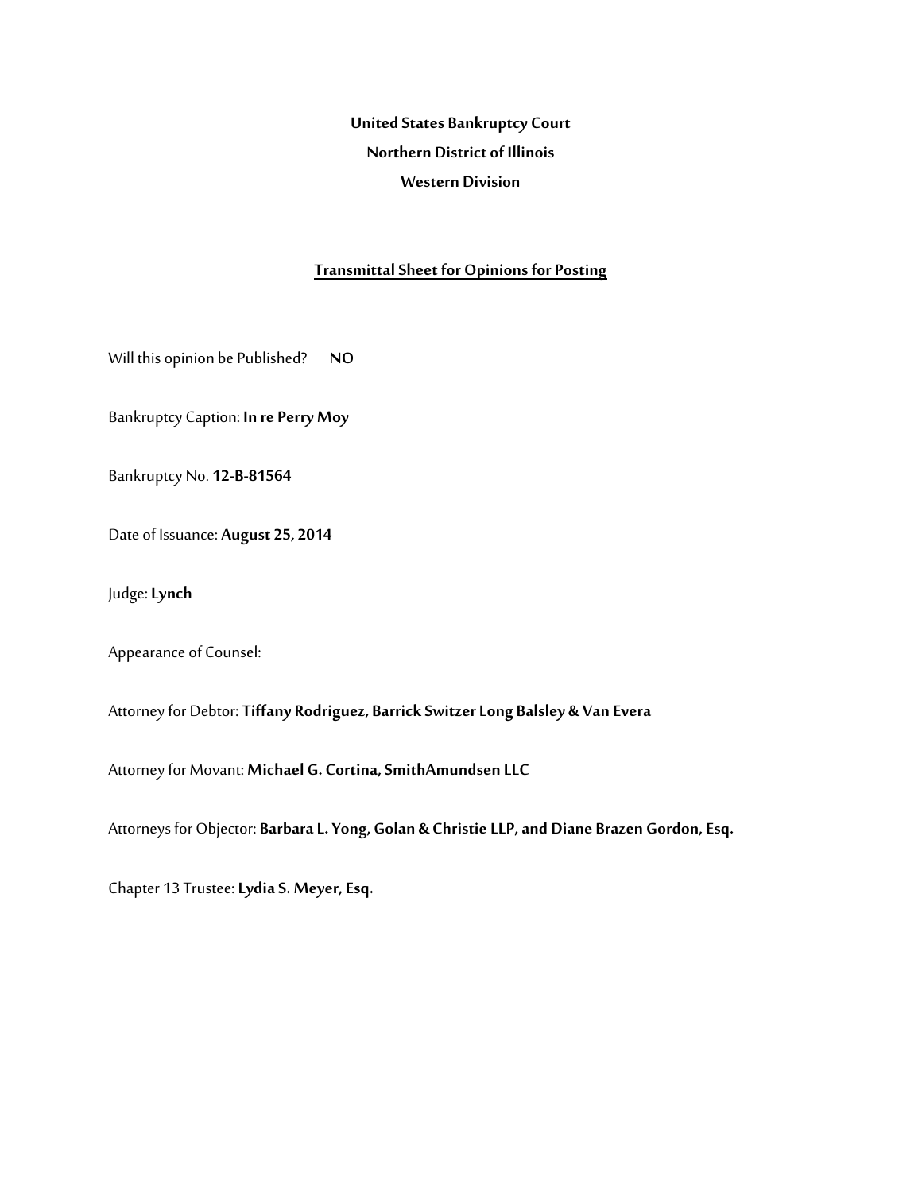**United States Bankruptcy Court**

**Northern District of Illinois**

**Western Division**

**<u>Transmittal Sheet for Opinions for Posting</u>**

Will this opinion be Published? **NO**

Bankruptcy Caption: **In re Perry Moy**

Bankruptcy No. **12-B-81564**

Date of Issuance: **August 25, 2014**

Judge: **Lynch**

Appearance of Counsel:

Attorney for Debtor: **Tiffany Rodriguez, Barrick Switzer Long Balsley & Van Evera**

Attorney for Movant: **Michael G. Cortina, SmithAmundsen LLC**

Attorneys for Objector: **Barbara L. Yong, Golan & Christie LLP, and Diane Brazen Gordon, Esq.**

Chapter 13 Trustee: **Lydia S. Meyer, Esq.**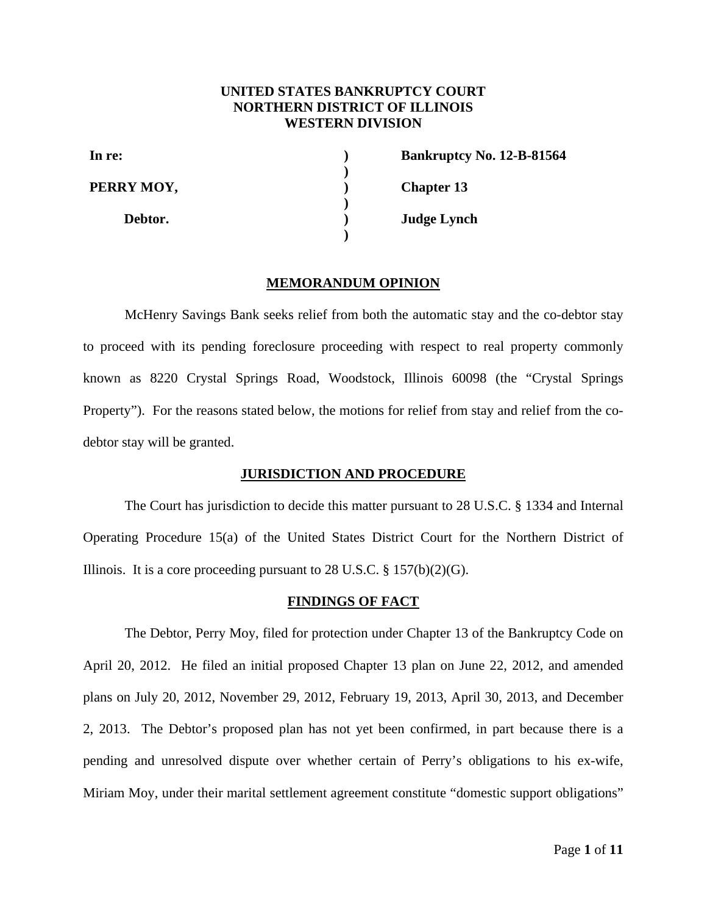**UNITED STATES BANKRUPTCY COURT**
**NORTHERN DISTRICT OF ILLINOIS**
**WESTERN DIVISION**

| | | |
|---|---|---|
| **In re:** | ) | **Bankruptcy No. 12-B-81564** |
| | ) | |
| **PERRY MOY,** | ) | **Chapter 13** |
| | ) | |
| **Debtor.** | ) | **Judge Lynch** |
| | ) | |

## MEMORANDUM OPINION

McHenry Savings Bank seeks relief from both the automatic stay and the co-debtor stay to proceed with its pending foreclosure proceeding with respect to real property commonly known as 8220 Crystal Springs Road, Woodstock, Illinois 60098 (the "Crystal Springs Property"). For the reasons stated below, the motions for relief from stay and relief from the co-debtor stay will be granted.

## JURISDICTION AND PROCEDURE

The Court has jurisdiction to decide this matter pursuant to 28 U.S.C. § 1334 and Internal Operating Procedure 15(a) of the United States District Court for the Northern District of Illinois. It is a core proceeding pursuant to 28 U.S.C. § 157(b)(2)(G).

## FINDINGS OF FACT

The Debtor, Perry Moy, filed for protection under Chapter 13 of the Bankruptcy Code on April 20, 2012. He filed an initial proposed Chapter 13 plan on June 22, 2012, and amended plans on July 20, 2012, November 29, 2012, February 19, 2013, April 30, 2013, and December 2, 2013. The Debtor's proposed plan has not yet been confirmed, in part because there is a pending and unresolved dispute over whether certain of Perry's obligations to his ex-wife, Miriam Moy, under their marital settlement agreement constitute "domestic support obligations"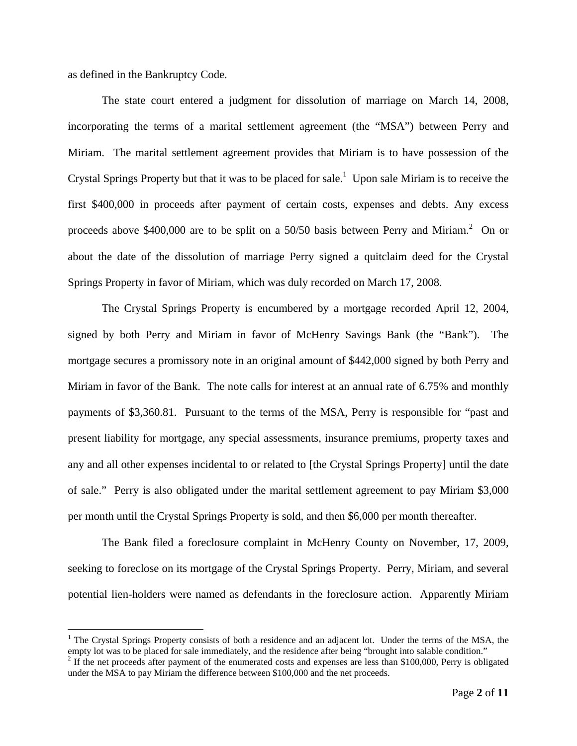as defined in the Bankruptcy Code.

The state court entered a judgment for dissolution of marriage on March 14, 2008, incorporating the terms of a marital settlement agreement (the "MSA") between Perry and Miriam. The marital settlement agreement provides that Miriam is to have possession of the Crystal Springs Property but that it was to be placed for sale.[1] Upon sale Miriam is to receive the first $400,000 in proceeds after payment of certain costs, expenses and debts. Any excess proceeds above $400,000 are to be split on a 50/50 basis between Perry and Miriam.[2] On or about the date of the dissolution of marriage Perry signed a quitclaim deed for the Crystal Springs Property in favor of Miriam, which was duly recorded on March 17, 2008.

The Crystal Springs Property is encumbered by a mortgage recorded April 12, 2004, signed by both Perry and Miriam in favor of McHenry Savings Bank (the "Bank"). The mortgage secures a promissory note in an original amount of $442,000 signed by both Perry and Miriam in favor of the Bank. The note calls for interest at an annual rate of 6.75% and monthly payments of $3,360.81. Pursuant to the terms of the MSA, Perry is responsible for "past and present liability for mortgage, any special assessments, insurance premiums, property taxes and any and all other expenses incidental to or related to [the Crystal Springs Property] until the date of sale." Perry is also obligated under the marital settlement agreement to pay Miriam $3,000 per month until the Crystal Springs Property is sold, and then $6,000 per month thereafter.

The Bank filed a foreclosure complaint in McHenry County on November, 17, 2009, seeking to foreclose on its mortgage of the Crystal Springs Property. Perry, Miriam, and several potential lien-holders were named as defendants in the foreclosure action. Apparently Miriam

---

[1] The Crystal Springs Property consists of both a residence and an adjacent lot. Under the terms of the MSA, the empty lot was to be placed for sale immediately, and the residence after being "brought into salable condition."

[2] If the net proceeds after payment of the enumerated costs and expenses are less than $100,000, Perry is obligated under the MSA to pay Miriam the difference between $100,000 and the net proceeds.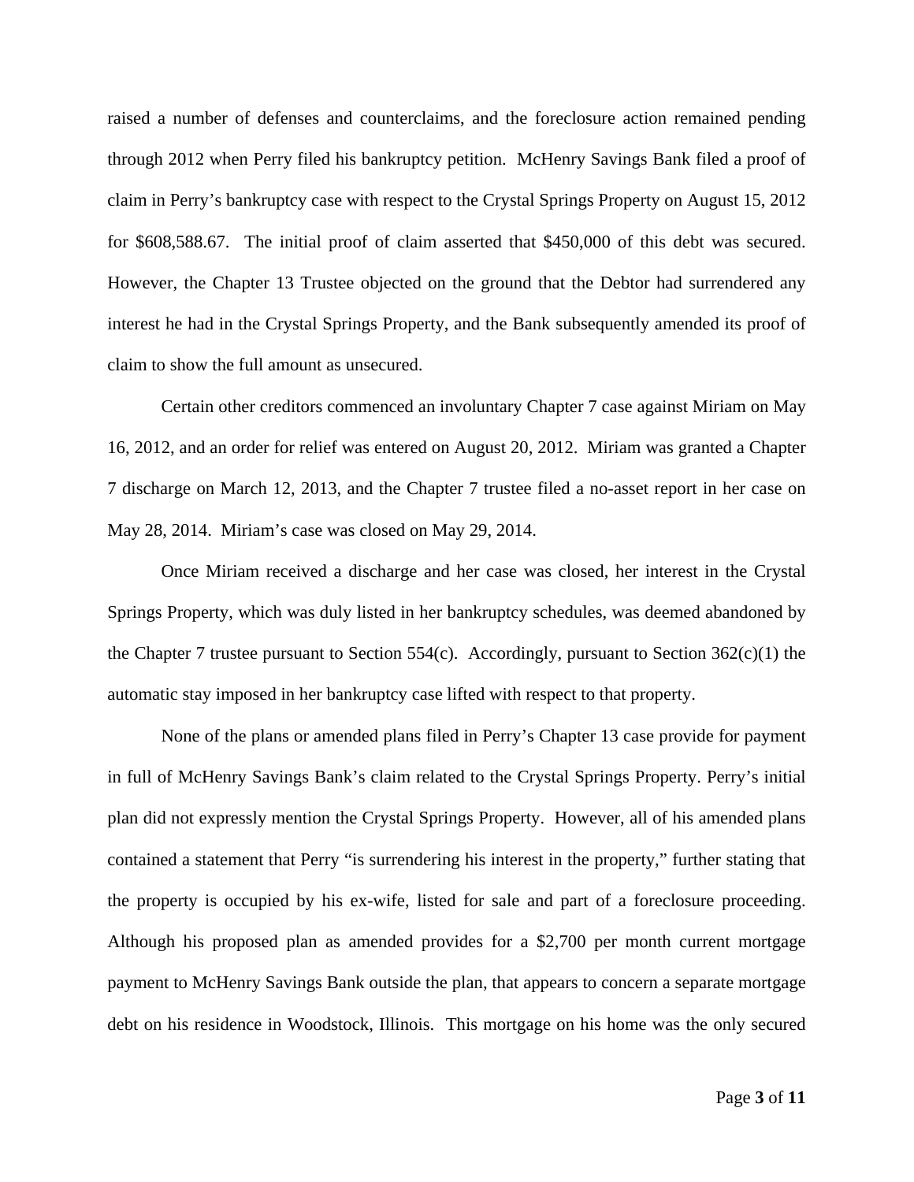raised a number of defenses and counterclaims, and the foreclosure action remained pending through 2012 when Perry filed his bankruptcy petition. McHenry Savings Bank filed a proof of claim in Perry's bankruptcy case with respect to the Crystal Springs Property on August 15, 2012 for $608,588.67. The initial proof of claim asserted that $450,000 of this debt was secured. However, the Chapter 13 Trustee objected on the ground that the Debtor had surrendered any interest he had in the Crystal Springs Property, and the Bank subsequently amended its proof of claim to show the full amount as unsecured.

Certain other creditors commenced an involuntary Chapter 7 case against Miriam on May 16, 2012, and an order for relief was entered on August 20, 2012. Miriam was granted a Chapter 7 discharge on March 12, 2013, and the Chapter 7 trustee filed a no-asset report in her case on May 28, 2014. Miriam's case was closed on May 29, 2014.

Once Miriam received a discharge and her case was closed, her interest in the Crystal Springs Property, which was duly listed in her bankruptcy schedules, was deemed abandoned by the Chapter 7 trustee pursuant to Section 554(c). Accordingly, pursuant to Section 362(c)(1) the automatic stay imposed in her bankruptcy case lifted with respect to that property.

None of the plans or amended plans filed in Perry's Chapter 13 case provide for payment in full of McHenry Savings Bank's claim related to the Crystal Springs Property. Perry's initial plan did not expressly mention the Crystal Springs Property. However, all of his amended plans contained a statement that Perry "is surrendering his interest in the property," further stating that the property is occupied by his ex-wife, listed for sale and part of a foreclosure proceeding. Although his proposed plan as amended provides for a $2,700 per month current mortgage payment to McHenry Savings Bank outside the plan, that appears to concern a separate mortgage debt on his residence in Woodstock, Illinois. This mortgage on his home was the only secured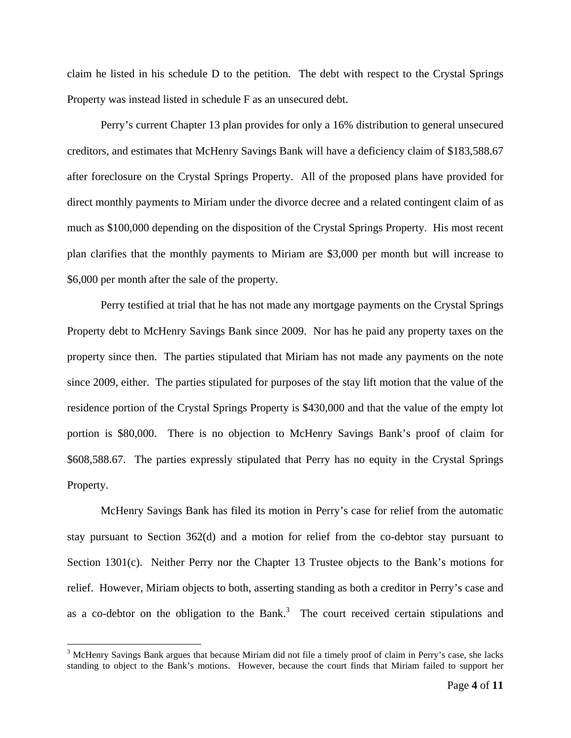claim he listed in his schedule D to the petition. The debt with respect to the Crystal Springs Property was instead listed in schedule F as an unsecured debt.

Perry's current Chapter 13 plan provides for only a 16% distribution to general unsecured creditors, and estimates that McHenry Savings Bank will have a deficiency claim of $183,588.67 after foreclosure on the Crystal Springs Property. All of the proposed plans have provided for direct monthly payments to Miriam under the divorce decree and a related contingent claim of as much as $100,000 depending on the disposition of the Crystal Springs Property. His most recent plan clarifies that the monthly payments to Miriam are $3,000 per month but will increase to $6,000 per month after the sale of the property.

Perry testified at trial that he has not made any mortgage payments on the Crystal Springs Property debt to McHenry Savings Bank since 2009. Nor has he paid any property taxes on the property since then. The parties stipulated that Miriam has not made any payments on the note since 2009, either. The parties stipulated for purposes of the stay lift motion that the value of the residence portion of the Crystal Springs Property is $430,000 and that the value of the empty lot portion is $80,000. There is no objection to McHenry Savings Bank's proof of claim for $608,588.67. The parties expressly stipulated that Perry has no equity in the Crystal Springs Property.

McHenry Savings Bank has filed its motion in Perry's case for relief from the automatic stay pursuant to Section 362(d) and a motion for relief from the co-debtor stay pursuant to Section 1301(c). Neither Perry nor the Chapter 13 Trustee objects to the Bank's motions for relief. However, Miriam objects to both, asserting standing as both a creditor in Perry's case and as a co-debtor on the obligation to the Bank.[3] The court received certain stipulations and

[3] McHenry Savings Bank argues that because Miriam did not file a timely proof of claim in Perry's case, she lacks standing to object to the Bank's motions. However, because the court finds that Miriam failed to support her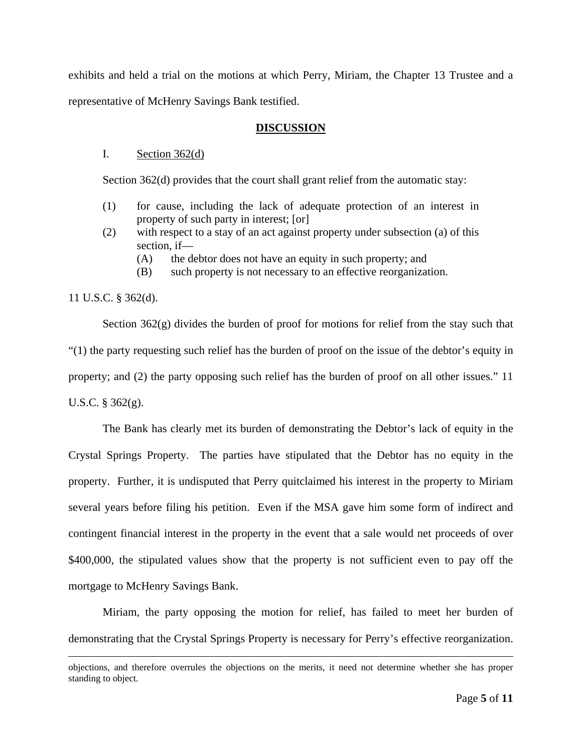exhibits and held a trial on the motions at which Perry, Miriam, the Chapter 13 Trustee and a representative of McHenry Savings Bank testified.

## DISCUSSION

I. Section 362(d)

Section 362(d) provides that the court shall grant relief from the automatic stay:

> (1) for cause, including the lack of adequate protection of an interest in property of such party in interest; [or]
>
> (2) with respect to a stay of an act against property under subsection (a) of this section, if—
>
> (A) the debtor does not have an equity in such property; and
>
> (B) such property is not necessary to an effective reorganization.

11 U.S.C. § 362(d).

Section 362(g) divides the burden of proof for motions for relief from the stay such that "(1) the party requesting such relief has the burden of proof on the issue of the debtor's equity in property; and (2) the party opposing such relief has the burden of proof on all other issues." 11 U.S.C. § 362(g).

The Bank has clearly met its burden of demonstrating the Debtor's lack of equity in the Crystal Springs Property. The parties have stipulated that the Debtor has no equity in the property. Further, it is undisputed that Perry quitclaimed his interest in the property to Miriam several years before filing his petition. Even if the MSA gave him some form of indirect and contingent financial interest in the property in the event that a sale would net proceeds of over $400,000, the stipulated values show that the property is not sufficient even to pay off the mortgage to McHenry Savings Bank.

Miriam, the party opposing the motion for relief, has failed to meet her burden of demonstrating that the Crystal Springs Property is necessary for Perry's effective reorganization.

---

objections, and therefore overrules the objections on the merits, it need not determine whether she has proper standing to object.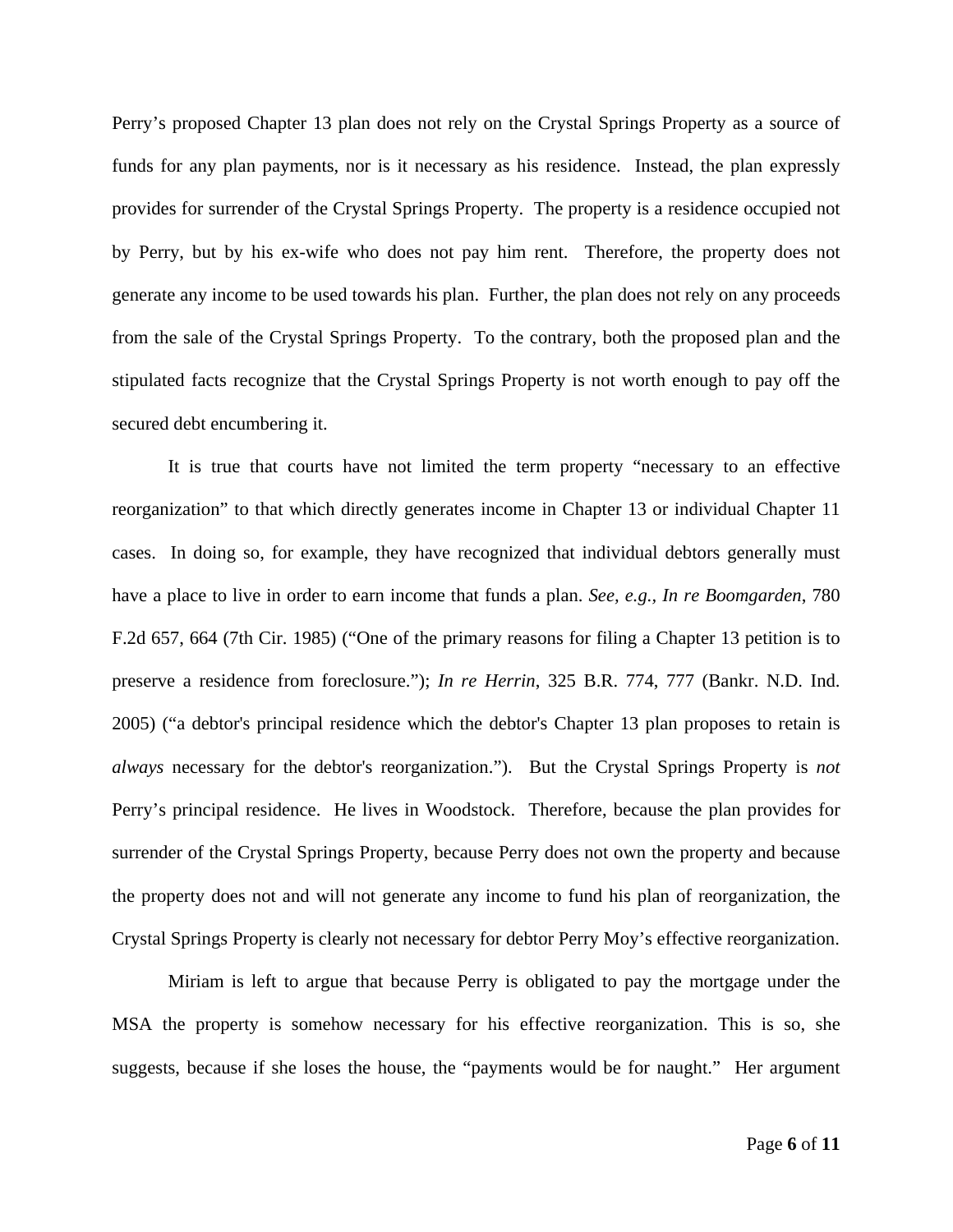Perry's proposed Chapter 13 plan does not rely on the Crystal Springs Property as a source of funds for any plan payments, nor is it necessary as his residence. Instead, the plan expressly provides for surrender of the Crystal Springs Property. The property is a residence occupied not by Perry, but by his ex-wife who does not pay him rent. Therefore, the property does not generate any income to be used towards his plan. Further, the plan does not rely on any proceeds from the sale of the Crystal Springs Property. To the contrary, both the proposed plan and the stipulated facts recognize that the Crystal Springs Property is not worth enough to pay off the secured debt encumbering it.

It is true that courts have not limited the term property "necessary to an effective reorganization" to that which directly generates income in Chapter 13 or individual Chapter 11 cases. In doing so, for example, they have recognized that individual debtors generally must have a place to live in order to earn income that funds a plan. *See, e.g., In re Boomgarden*, 780 F.2d 657, 664 (7th Cir. 1985) ("One of the primary reasons for filing a Chapter 13 petition is to preserve a residence from foreclosure."); *In re Herrin*, 325 B.R. 774, 777 (Bankr. N.D. Ind. 2005) ("a debtor's principal residence which the debtor's Chapter 13 plan proposes to retain is *always* necessary for the debtor's reorganization."). But the Crystal Springs Property is *not* Perry's principal residence. He lives in Woodstock. Therefore, because the plan provides for surrender of the Crystal Springs Property, because Perry does not own the property and because the property does not and will not generate any income to fund his plan of reorganization, the Crystal Springs Property is clearly not necessary for debtor Perry Moy's effective reorganization.

Miriam is left to argue that because Perry is obligated to pay the mortgage under the MSA the property is somehow necessary for his effective reorganization. This is so, she suggests, because if she loses the house, the "payments would be for naught." Her argument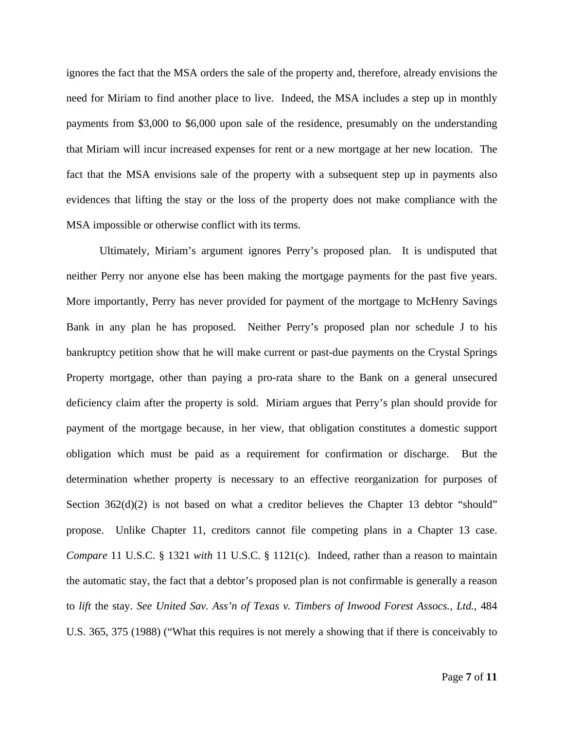ignores the fact that the MSA orders the sale of the property and, therefore, already envisions the need for Miriam to find another place to live. Indeed, the MSA includes a step up in monthly payments from $3,000 to $6,000 upon sale of the residence, presumably on the understanding that Miriam will incur increased expenses for rent or a new mortgage at her new location. The fact that the MSA envisions sale of the property with a subsequent step up in payments also evidences that lifting the stay or the loss of the property does not make compliance with the MSA impossible or otherwise conflict with its terms.

Ultimately, Miriam's argument ignores Perry's proposed plan. It is undisputed that neither Perry nor anyone else has been making the mortgage payments for the past five years. More importantly, Perry has never provided for payment of the mortgage to McHenry Savings Bank in any plan he has proposed. Neither Perry's proposed plan nor schedule J to his bankruptcy petition show that he will make current or past-due payments on the Crystal Springs Property mortgage, other than paying a pro-rata share to the Bank on a general unsecured deficiency claim after the property is sold. Miriam argues that Perry's plan should provide for payment of the mortgage because, in her view, that obligation constitutes a domestic support obligation which must be paid as a requirement for confirmation or discharge. But the determination whether property is necessary to an effective reorganization for purposes of Section 362(d)(2) is not based on what a creditor believes the Chapter 13 debtor "should" propose. Unlike Chapter 11, creditors cannot file competing plans in a Chapter 13 case. *Compare* 11 U.S.C. § 1321 *with* 11 U.S.C. § 1121(c). Indeed, rather than a reason to maintain the automatic stay, the fact that a debtor's proposed plan is not confirmable is generally a reason to *lift* the stay. *See United Sav. Ass'n of Texas v. Timbers of Inwood Forest Assocs., Ltd.*, 484 U.S. 365, 375 (1988) ("What this requires is not merely a showing that if there is conceivably to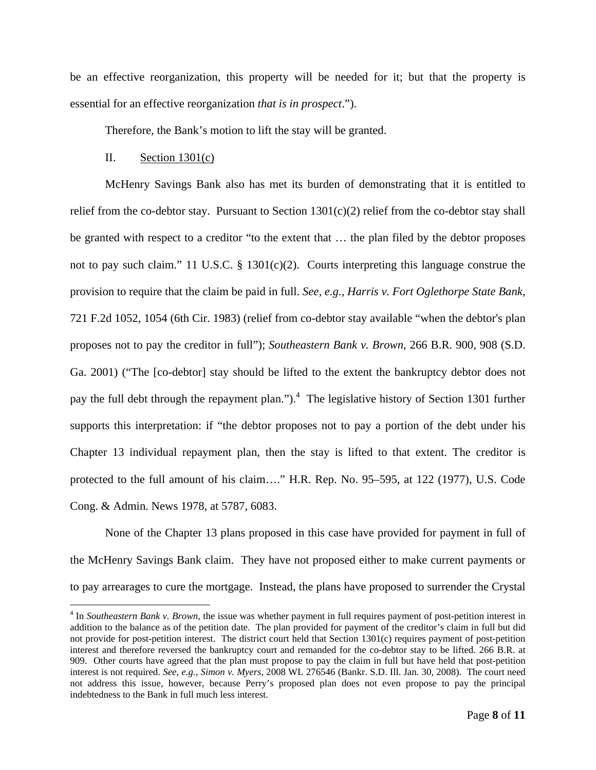be an effective reorganization, this property will be needed for it; but that the property is essential for an effective reorganization *that is in prospect*.").

Therefore, the Bank's motion to lift the stay will be granted.

II. Section 1301(c)

McHenry Savings Bank also has met its burden of demonstrating that it is entitled to relief from the co-debtor stay. Pursuant to Section 1301(c)(2) relief from the co-debtor stay shall be granted with respect to a creditor "to the extent that … the plan filed by the debtor proposes not to pay such claim." 11 U.S.C. § 1301(c)(2). Courts interpreting this language construe the provision to require that the claim be paid in full. *See, e.g.*, *Harris v. Fort Oglethorpe State Bank*, 721 F.2d 1052, 1054 (6th Cir. 1983) (relief from co-debtor stay available "when the debtor's plan proposes not to pay the creditor in full"); *Southeastern Bank v. Brown*, 266 B.R. 900, 908 (S.D. Ga. 2001) ("The [co-debtor] stay should be lifted to the extent the bankruptcy debtor does not pay the full debt through the repayment plan.").[4] The legislative history of Section 1301 further supports this interpretation: if "the debtor proposes not to pay a portion of the debt under his Chapter 13 individual repayment plan, then the stay is lifted to that extent. The creditor is protected to the full amount of his claim…." H.R. Rep. No. 95–595, at 122 (1977), U.S. Code Cong. & Admin. News 1978, at 5787, 6083.

None of the Chapter 13 plans proposed in this case have provided for payment in full of the McHenry Savings Bank claim. They have not proposed either to make current payments or to pay arrearages to cure the mortgage. Instead, the plans have proposed to surrender the Crystal

---

[4] In *Southeastern Bank v. Brown*, the issue was whether payment in full requires payment of post-petition interest in addition to the balance as of the petition date. The plan provided for payment of the creditor's claim in full but did not provide for post-petition interest. The district court held that Section 1301(c) requires payment of post-petition interest and therefore reversed the bankruptcy court and remanded for the co-debtor stay to be lifted. 266 B.R. at 909. Other courts have agreed that the plan must propose to pay the claim in full but have held that post-petition interest is not required. *See, e.g., Simon v. Myers*, 2008 WL 276546 (Bankr. S.D. Ill. Jan. 30, 2008). The court need not address this issue, however, because Perry's proposed plan does not even propose to pay the principal indebtedness to the Bank in full much less interest.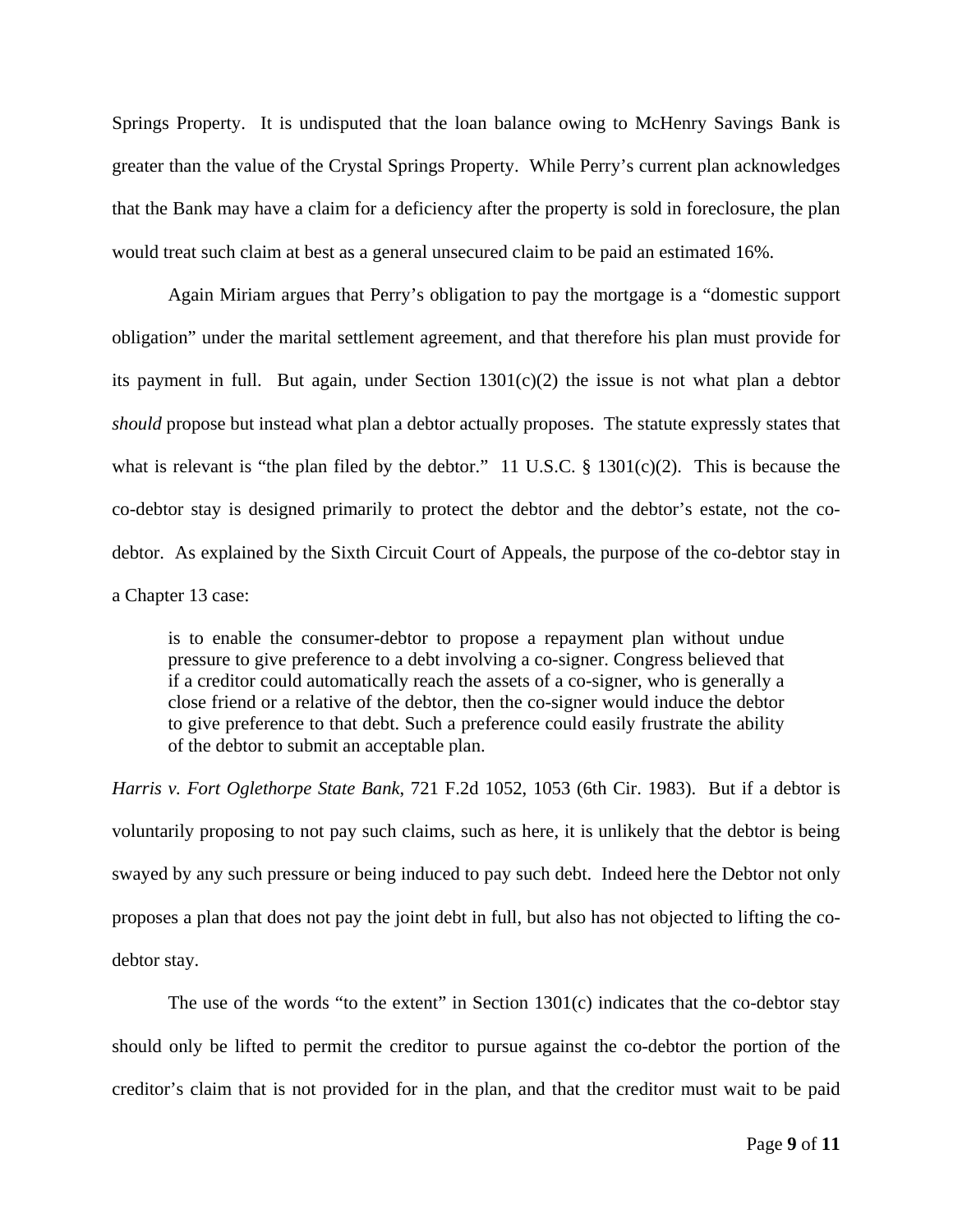Springs Property. It is undisputed that the loan balance owing to McHenry Savings Bank is greater than the value of the Crystal Springs Property. While Perry's current plan acknowledges that the Bank may have a claim for a deficiency after the property is sold in foreclosure, the plan would treat such claim at best as a general unsecured claim to be paid an estimated 16%.

Again Miriam argues that Perry's obligation to pay the mortgage is a "domestic support obligation" under the marital settlement agreement, and that therefore his plan must provide for its payment in full. But again, under Section 1301(c)(2) the issue is not what plan a debtor *should* propose but instead what plan a debtor actually proposes. The statute expressly states that what is relevant is "the plan filed by the debtor." 11 U.S.C. § 1301(c)(2). This is because the co-debtor stay is designed primarily to protect the debtor and the debtor's estate, not the co-debtor. As explained by the Sixth Circuit Court of Appeals, the purpose of the co-debtor stay in a Chapter 13 case:

> is to enable the consumer-debtor to propose a repayment plan without undue pressure to give preference to a debt involving a co-signer. Congress believed that if a creditor could automatically reach the assets of a co-signer, who is generally a close friend or a relative of the debtor, then the co-signer would induce the debtor to give preference to that debt. Such a preference could easily frustrate the ability of the debtor to submit an acceptable plan.

*Harris v. Fort Oglethorpe State Bank*, 721 F.2d 1052, 1053 (6th Cir. 1983). But if a debtor is voluntarily proposing to not pay such claims, such as here, it is unlikely that the debtor is being swayed by any such pressure or being induced to pay such debt. Indeed here the Debtor not only proposes a plan that does not pay the joint debt in full, but also has not objected to lifting the co-debtor stay.

The use of the words "to the extent" in Section 1301(c) indicates that the co-debtor stay should only be lifted to permit the creditor to pursue against the co-debtor the portion of the creditor's claim that is not provided for in the plan, and that the creditor must wait to be paid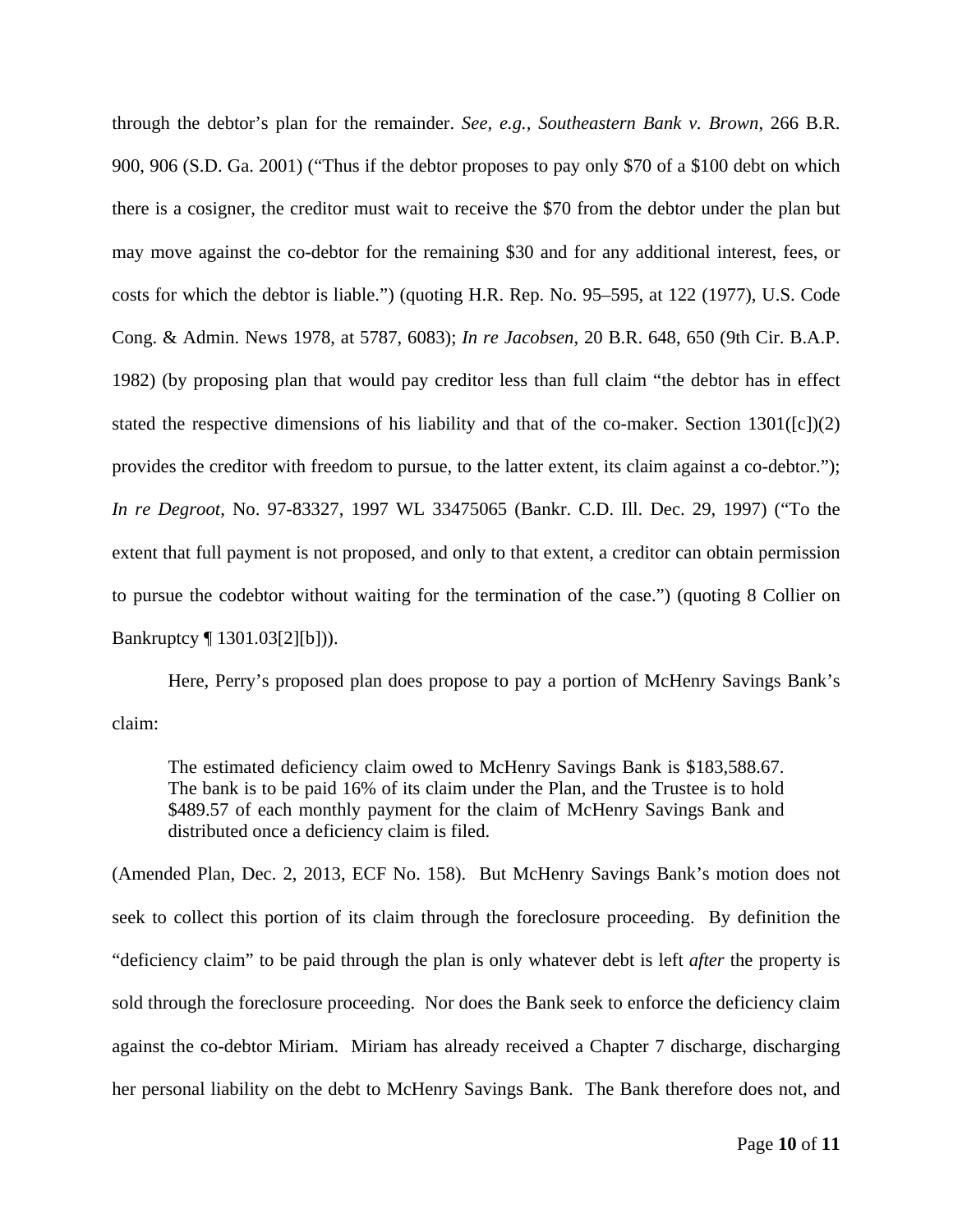through the debtor's plan for the remainder. *See, e.g.*, *Southeastern Bank v. Brown*, 266 B.R. 900, 906 (S.D. Ga. 2001) ("Thus if the debtor proposes to pay only $70 of a $100 debt on which there is a cosigner, the creditor must wait to receive the $70 from the debtor under the plan but may move against the co-debtor for the remaining $30 and for any additional interest, fees, or costs for which the debtor is liable.") (quoting H.R. Rep. No. 95–595, at 122 (1977), U.S. Code Cong. & Admin. News 1978, at 5787, 6083); *In re Jacobsen*, 20 B.R. 648, 650 (9th Cir. B.A.P. 1982) (by proposing plan that would pay creditor less than full claim "the debtor has in effect stated the respective dimensions of his liability and that of the co-maker. Section 1301([c])(2) provides the creditor with freedom to pursue, to the latter extent, its claim against a co-debtor."); *In re Degroot*, No. 97-83327, 1997 WL 33475065 (Bankr. C.D. Ill. Dec. 29, 1997) ("To the extent that full payment is not proposed, and only to that extent, a creditor can obtain permission to pursue the codebtor without waiting for the termination of the case.") (quoting 8 Collier on Bankruptcy ¶ 1301.03[2][b])).

Here, Perry's proposed plan does propose to pay a portion of McHenry Savings Bank's claim:

> The estimated deficiency claim owed to McHenry Savings Bank is $183,588.67. The bank is to be paid 16% of its claim under the Plan, and the Trustee is to hold $489.57 of each monthly payment for the claim of McHenry Savings Bank and distributed once a deficiency claim is filed.

(Amended Plan, Dec. 2, 2013, ECF No. 158). But McHenry Savings Bank's motion does not seek to collect this portion of its claim through the foreclosure proceeding. By definition the "deficiency claim" to be paid through the plan is only whatever debt is left *after* the property is sold through the foreclosure proceeding. Nor does the Bank seek to enforce the deficiency claim against the co-debtor Miriam. Miriam has already received a Chapter 7 discharge, discharging her personal liability on the debt to McHenry Savings Bank. The Bank therefore does not, and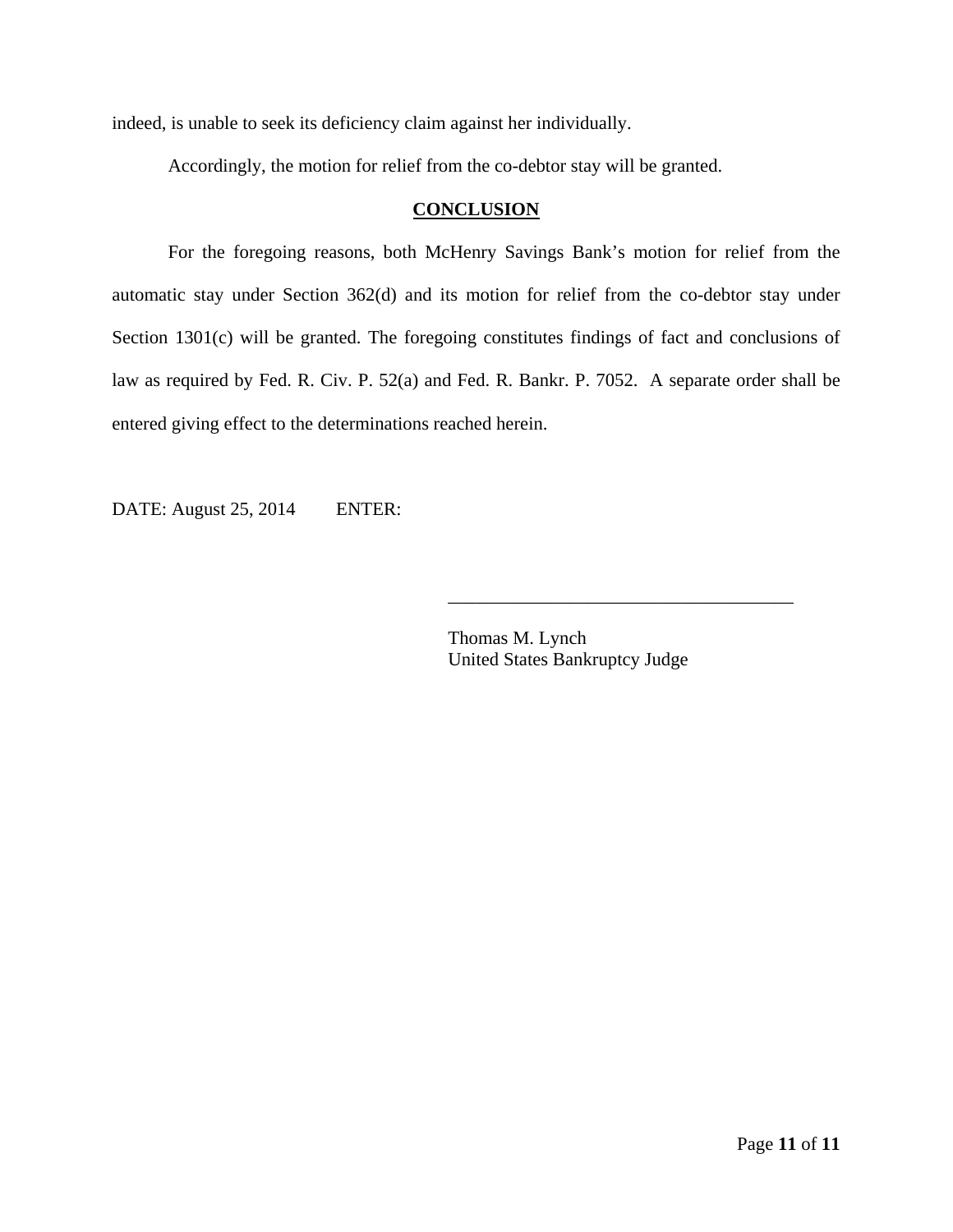indeed, is unable to seek its deficiency claim against her individually.

Accordingly, the motion for relief from the co-debtor stay will be granted.

## CONCLUSION

For the foregoing reasons, both McHenry Savings Bank's motion for relief from the automatic stay under Section 362(d) and its motion for relief from the co-debtor stay under Section 1301(c) will be granted. The foregoing constitutes findings of fact and conclusions of law as required by Fed. R. Civ. P. 52(a) and Fed. R. Bankr. P. 7052. A separate order shall be entered giving effect to the determinations reached herein.

DATE: August 25, 2014 ENTER:

______________________________________

Thomas M. Lynch
United States Bankruptcy Judge